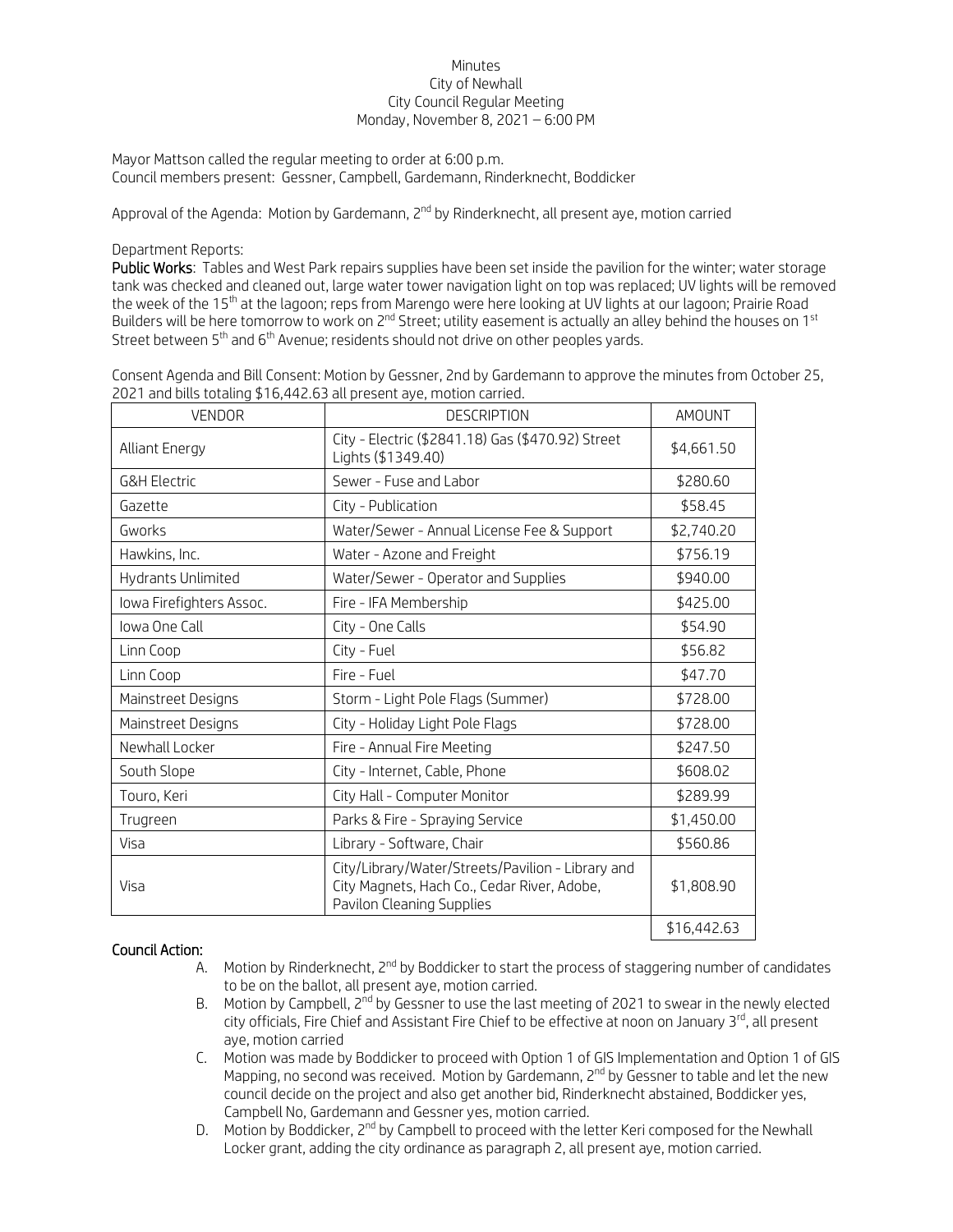# Minutes
## City of Newhall
## City Council Regular Meeting
## Monday, November 8, 2021 – 6:00 PM

Mayor Mattson called the regular meeting to order at 6:00 p.m.
Council members present: Gessner, Campbell, Gardemann, Rinderknecht, Boddicker

Approval of the Agenda: Motion by Gardemann, 2nd by Rinderknecht, all present aye, motion carried

Department Reports:

**Public Works**: Tables and West Park repairs supplies have been set inside the pavilion for the winter; water storage tank was checked and cleaned out, large water tower navigation light on top was replaced; UV lights will be removed the week of the 15th at the lagoon; reps from Marengo were here looking at UV lights at our lagoon; Prairie Road Builders will be here tomorrow to work on 2nd Street; utility easement is actually an alley behind the houses on 1st Street between 5th and 6th Avenue; residents should not drive on other peoples yards.

Consent Agenda and Bill Consent: Motion by Gessner, 2nd by Gardemann to approve the minutes from October 25, 2021 and bills totaling $16,442.63 all present aye, motion carried.

| VENDOR | DESCRIPTION | AMOUNT |
|---|---|---|
| Alliant Energy | City - Electric ($2841.18) Gas ($470.92) Street Lights ($1349.40) | $4,661.50 |
| G&H Electric | Sewer - Fuse and Labor | $280.60 |
| Gazette | City - Publication | $58.45 |
| Gworks | Water/Sewer - Annual License Fee & Support | $2,740.20 |
| Hawkins, Inc. | Water - Azone and Freight | $756.19 |
| Hydrants Unlimited | Water/Sewer - Operator and Supplies | $940.00 |
| Iowa Firefighters Assoc. | Fire - IFA Membership | $425.00 |
| Iowa One Call | City - One Calls | $54.90 |
| Linn Coop | City - Fuel | $56.82 |
| Linn Coop | Fire - Fuel | $47.70 |
| Mainstreet Designs | Storm - Light Pole Flags (Summer) | $728.00 |
| Mainstreet Designs | City - Holiday Light Pole Flags | $728.00 |
| Newhall Locker | Fire - Annual Fire Meeting | $247.50 |
| South Slope | City - Internet, Cable, Phone | $608.02 |
| Touro, Keri | City Hall - Computer Monitor | $289.99 |
| Trugreen | Parks & Fire - Spraying Service | $1,450.00 |
| Visa | Library - Software, Chair | $560.86 |
| Visa | City/Library/Water/Streets/Pavilion - Library and City Magnets, Hach Co., Cedar River, Adobe, Pavilon Cleaning Supplies | $1,808.90 |
| | | $16,442.63 |

**Council Action:**

A. Motion by Rinderknecht, 2nd by Boddicker to start the process of staggering number of candidates to be on the ballot, all present aye, motion carried.

B. Motion by Campbell, 2nd by Gessner to use the last meeting of 2021 to swear in the newly elected city officials, Fire Chief and Assistant Fire Chief to be effective at noon on January 3rd, all present aye, motion carried

C. Motion was made by Boddicker to proceed with Option 1 of GIS Implementation and Option 1 of GIS Mapping, no second was received. Motion by Gardemann, 2nd by Gessner to table and let the new council decide on the project and also get another bid, Rinderknecht abstained, Boddicker yes, Campbell No, Gardemann and Gessner yes, motion carried.

D. Motion by Boddicker, 2nd by Campbell to proceed with the letter Keri composed for the Newhall Locker grant, adding the city ordinance as paragraph 2, all present aye, motion carried.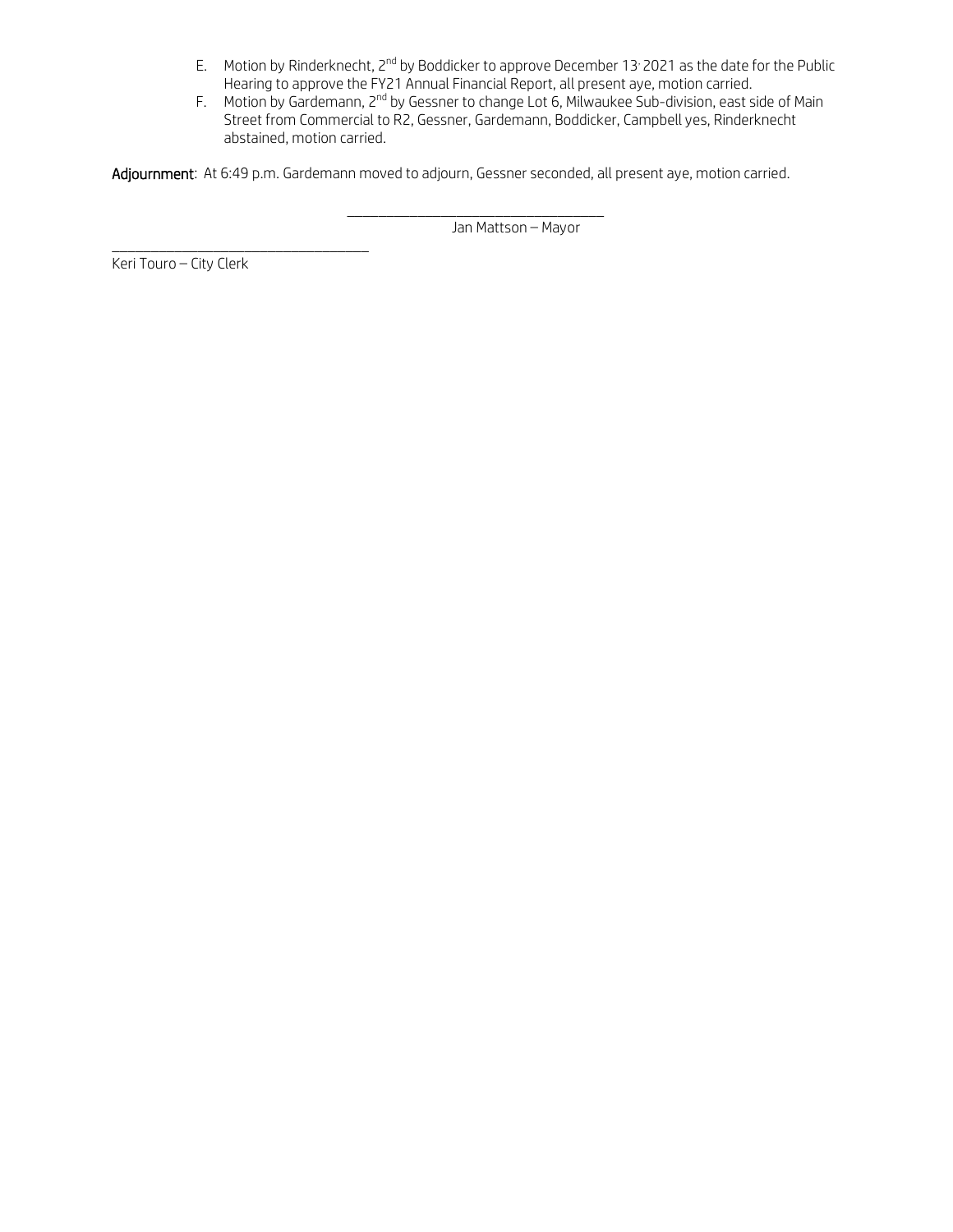E. Motion by Rinderknecht, 2nd by Boddicker to approve December 13, 2021 as the date for the Public Hearing to approve the FY21 Annual Financial Report, all present aye, motion carried.

F. Motion by Gardemann, 2nd by Gessner to change Lot 6, Milwaukee Sub-division, east side of Main Street from Commercial to R2, Gessner, Gardemann, Boddicker, Campbell yes, Rinderknecht abstained, motion carried.

**Adjournment**: At 6:49 p.m. Gardemann moved to adjourn, Gessner seconded, all present aye, motion carried.

\_\_\_\_\_\_\_\_\_\_\_\_\_\_\_\_\_\_\_\_\_\_\_\_\_\_\_\_\_\_\_\_\_\_\_\_

Jan Mattson – Mayor

\_\_\_\_\_\_\_\_\_\_\_\_\_\_\_\_\_\_\_\_\_\_\_\_\_\_\_\_\_\_\_\_\_\_\_\_

Keri Touro – City Clerk